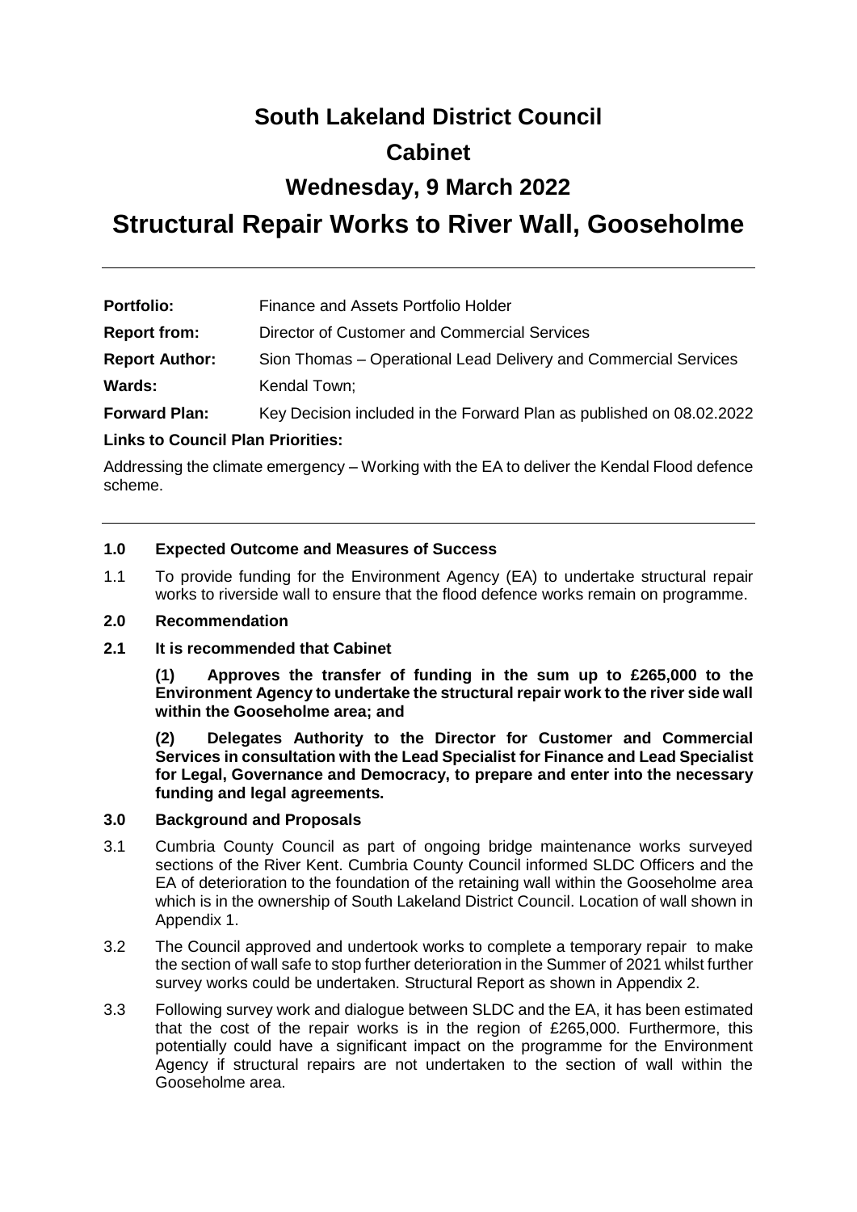# South Lakeland District Council

# Cabinet

# Wednesday, 9 March 2022

# Structural Repair Works to River Wall, Gooseholme

---

**Portfolio:** Finance and Assets Portfolio Holder

**Report from:** Director of Customer and Commercial Services

**Report Author:** Sion Thomas – Operational Lead Delivery and Commercial Services

**Wards:** Kendal Town;

**Forward Plan:** Key Decision included in the Forward Plan as published on 08.02.2022

**Links to Council Plan Priorities:**

Addressing the climate emergency – Working with the EA to deliver the Kendal Flood defence scheme.

---

### 1.0 Expected Outcome and Measures of Success

1.1 To provide funding for the Environment Agency (EA) to undertake structural repair works to riverside wall to ensure that the flood defence works remain on programme.

### 2.0 Recommendation

**2.1 It is recommended that Cabinet**

**(1) Approves the transfer of funding in the sum up to £265,000 to the Environment Agency to undertake the structural repair work to the river side wall within the Gooseholme area; and**

**(2) Delegates Authority to the Director for Customer and Commercial Services in consultation with the Lead Specialist for Finance and Lead Specialist for Legal, Governance and Democracy, to prepare and enter into the necessary funding and legal agreements.**

### 3.0 Background and Proposals

3.1 Cumbria County Council as part of ongoing bridge maintenance works surveyed sections of the River Kent. Cumbria County Council informed SLDC Officers and the EA of deterioration to the foundation of the retaining wall within the Gooseholme area which is in the ownership of South Lakeland District Council. Location of wall shown in Appendix 1.

3.2 The Council approved and undertook works to complete a temporary repair to make the section of wall safe to stop further deterioration in the Summer of 2021 whilst further survey works could be undertaken. Structural Report as shown in Appendix 2.

3.3 Following survey work and dialogue between SLDC and the EA, it has been estimated that the cost of the repair works is in the region of £265,000. Furthermore, this potentially could have a significant impact on the programme for the Environment Agency if structural repairs are not undertaken to the section of wall within the Gooseholme area.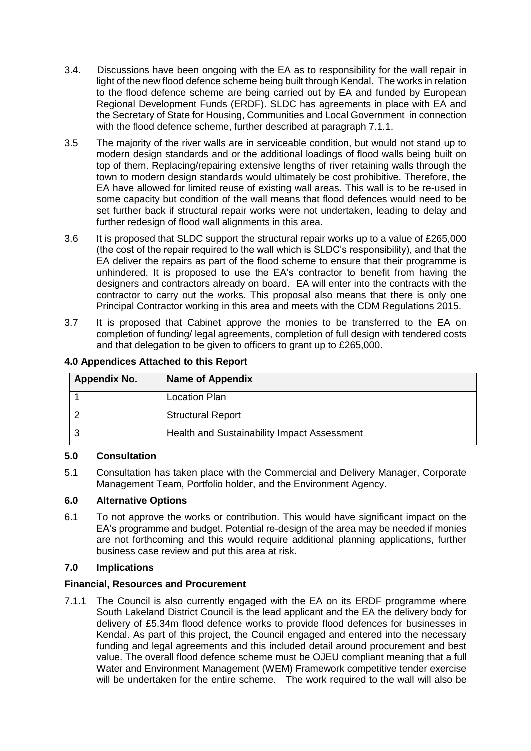3.4. Discussions have been ongoing with the EA as to responsibility for the wall repair in light of the new flood defence scheme being built through Kendal. The works in relation to the flood defence scheme are being carried out by EA and funded by European Regional Development Funds (ERDF). SLDC has agreements in place with EA and the Secretary of State for Housing, Communities and Local Government in connection with the flood defence scheme, further described at paragraph 7.1.1.

3.5 The majority of the river walls are in serviceable condition, but would not stand up to modern design standards and or the additional loadings of flood walls being built on top of them. Replacing/repairing extensive lengths of river retaining walls through the town to modern design standards would ultimately be cost prohibitive. Therefore, the EA have allowed for limited reuse of existing wall areas. This wall is to be re-used in some capacity but condition of the wall means that flood defences would need to be set further back if structural repair works were not undertaken, leading to delay and further redesign of flood wall alignments in this area.

3.6 It is proposed that SLDC support the structural repair works up to a value of £265,000 (the cost of the repair required to the wall which is SLDC's responsibility), and that the EA deliver the repairs as part of the flood scheme to ensure that their programme is unhindered. It is proposed to use the EA's contractor to benefit from having the designers and contractors already on board. EA will enter into the contracts with the contractor to carry out the works. This proposal also means that there is only one Principal Contractor working in this area and meets with the CDM Regulations 2015.

3.7 It is proposed that Cabinet approve the monies to be transferred to the EA on completion of funding/ legal agreements, completion of full design with tendered costs and that delegation to be given to officers to grant up to £265,000.

## 4.0 Appendices Attached to this Report

| Appendix No. | Name of Appendix |
|---|---|
| 1 | Location Plan |
| 2 | Structural Report |
| 3 | Health and Sustainability Impact Assessment |

## 5.0 Consultation

5.1 Consultation has taken place with the Commercial and Delivery Manager, Corporate Management Team, Portfolio holder, and the Environment Agency.

## 6.0 Alternative Options

6.1 To not approve the works or contribution. This would have significant impact on the EA's programme and budget. Potential re-design of the area may be needed if monies are not forthcoming and this would require additional planning applications, further business case review and put this area at risk.

## 7.0 Implications

### Financial, Resources and Procurement

7.1.1 The Council is also currently engaged with the EA on its ERDF programme where South Lakeland District Council is the lead applicant and the EA the delivery body for delivery of £5.34m flood defence works to provide flood defences for businesses in Kendal. As part of this project, the Council engaged and entered into the necessary funding and legal agreements and this included detail around procurement and best value. The overall flood defence scheme must be OJEU compliant meaning that a full Water and Environment Management (WEM) Framework competitive tender exercise will be undertaken for the entire scheme. The work required to the wall will also be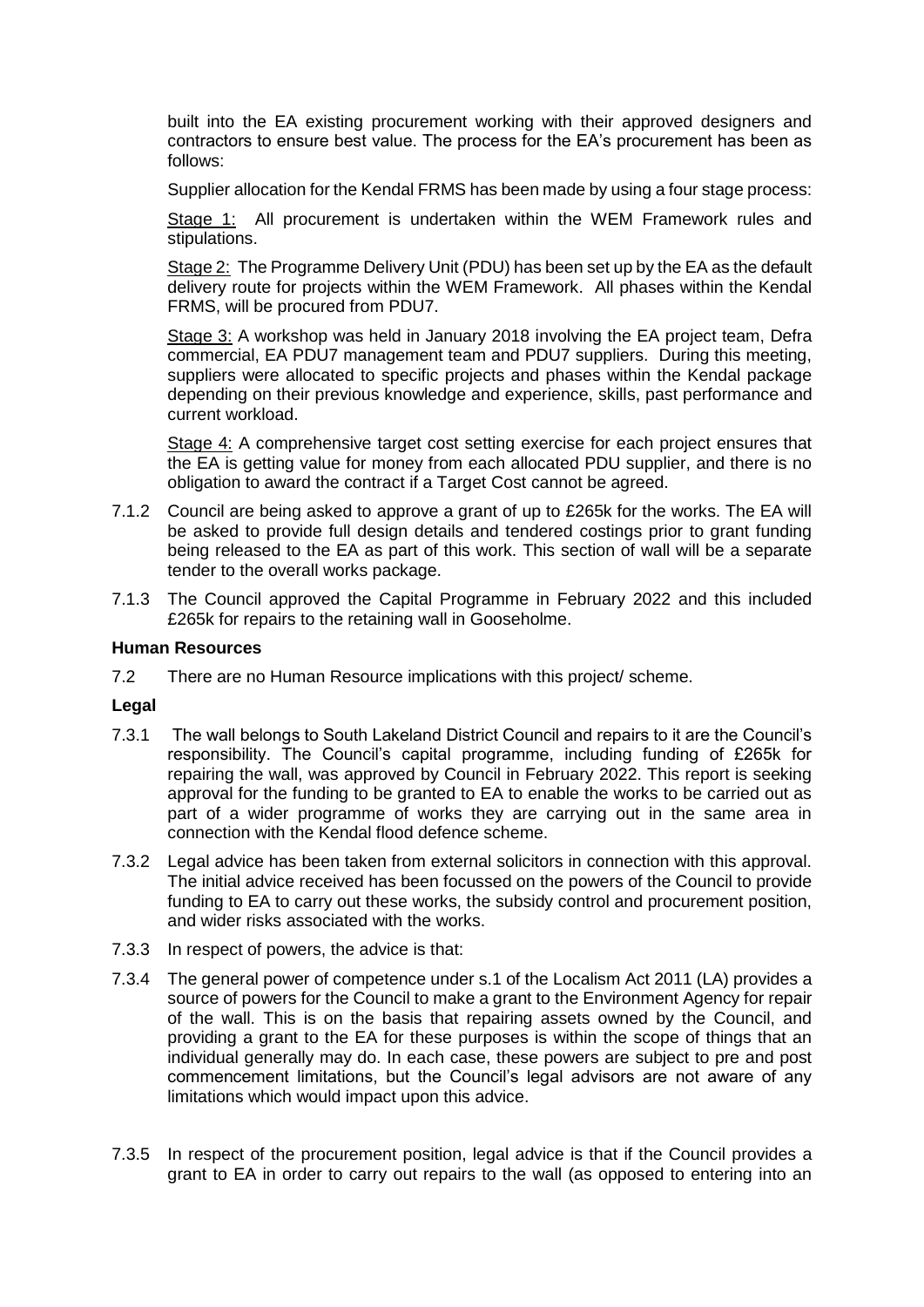built into the EA existing procurement working with their approved designers and contractors to ensure best value. The process for the EA's procurement has been as follows:

Supplier allocation for the Kendal FRMS has been made by using a four stage process:

Stage 1: All procurement is undertaken within the WEM Framework rules and stipulations.

Stage 2: The Programme Delivery Unit (PDU) has been set up by the EA as the default delivery route for projects within the WEM Framework. All phases within the Kendal FRMS, will be procured from PDU7.

Stage 3: A workshop was held in January 2018 involving the EA project team, Defra commercial, EA PDU7 management team and PDU7 suppliers. During this meeting, suppliers were allocated to specific projects and phases within the Kendal package depending on their previous knowledge and experience, skills, past performance and current workload.

Stage 4: A comprehensive target cost setting exercise for each project ensures that the EA is getting value for money from each allocated PDU supplier, and there is no obligation to award the contract if a Target Cost cannot be agreed.

7.1.2 Council are being asked to approve a grant of up to £265k for the works. The EA will be asked to provide full design details and tendered costings prior to grant funding being released to the EA as part of this work. This section of wall will be a separate tender to the overall works package.

7.1.3 The Council approved the Capital Programme in February 2022 and this included £265k for repairs to the retaining wall in Gooseholme.

**Human Resources**

7.2 There are no Human Resource implications with this project/ scheme.

**Legal**

7.3.1 The wall belongs to South Lakeland District Council and repairs to it are the Council's responsibility. The Council's capital programme, including funding of £265k for repairing the wall, was approved by Council in February 2022. This report is seeking approval for the funding to be granted to EA to enable the works to be carried out as part of a wider programme of works they are carrying out in the same area in connection with the Kendal flood defence scheme.

7.3.2 Legal advice has been taken from external solicitors in connection with this approval. The initial advice received has been focussed on the powers of the Council to provide funding to EA to carry out these works, the subsidy control and procurement position, and wider risks associated with the works.

7.3.3 In respect of powers, the advice is that:

7.3.4 The general power of competence under s.1 of the Localism Act 2011 (LA) provides a source of powers for the Council to make a grant to the Environment Agency for repair of the wall. This is on the basis that repairing assets owned by the Council, and providing a grant to the EA for these purposes is within the scope of things that an individual generally may do. In each case, these powers are subject to pre and post commencement limitations, but the Council's legal advisors are not aware of any limitations which would impact upon this advice.

7.3.5 In respect of the procurement position, legal advice is that if the Council provides a grant to EA in order to carry out repairs to the wall (as opposed to entering into an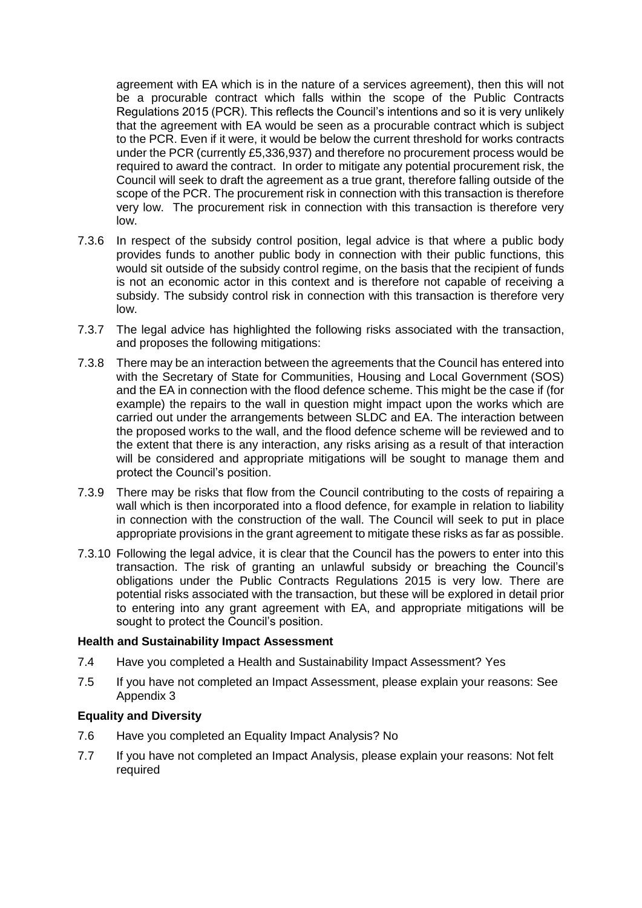agreement with EA which is in the nature of a services agreement), then this will not be a procurable contract which falls within the scope of the Public Contracts Regulations 2015 (PCR). This reflects the Council's intentions and so it is very unlikely that the agreement with EA would be seen as a procurable contract which is subject to the PCR. Even if it were, it would be below the current threshold for works contracts under the PCR (currently £5,336,937) and therefore no procurement process would be required to award the contract. In order to mitigate any potential procurement risk, the Council will seek to draft the agreement as a true grant, therefore falling outside of the scope of the PCR. The procurement risk in connection with this transaction is therefore very low. The procurement risk in connection with this transaction is therefore very low.

7.3.6 In respect of the subsidy control position, legal advice is that where a public body provides funds to another public body in connection with their public functions, this would sit outside of the subsidy control regime, on the basis that the recipient of funds is not an economic actor in this context and is therefore not capable of receiving a subsidy. The subsidy control risk in connection with this transaction is therefore very low.

7.3.7 The legal advice has highlighted the following risks associated with the transaction, and proposes the following mitigations:

7.3.8 There may be an interaction between the agreements that the Council has entered into with the Secretary of State for Communities, Housing and Local Government (SOS) and the EA in connection with the flood defence scheme. This might be the case if (for example) the repairs to the wall in question might impact upon the works which are carried out under the arrangements between SLDC and EA. The interaction between the proposed works to the wall, and the flood defence scheme will be reviewed and to the extent that there is any interaction, any risks arising as a result of that interaction will be considered and appropriate mitigations will be sought to manage them and protect the Council's position.

7.3.9 There may be risks that flow from the Council contributing to the costs of repairing a wall which is then incorporated into a flood defence, for example in relation to liability in connection with the construction of the wall. The Council will seek to put in place appropriate provisions in the grant agreement to mitigate these risks as far as possible.

7.3.10 Following the legal advice, it is clear that the Council has the powers to enter into this transaction. The risk of granting an unlawful subsidy or breaching the Council's obligations under the Public Contracts Regulations 2015 is very low. There are potential risks associated with the transaction, but these will be explored in detail prior to entering into any grant agreement with EA, and appropriate mitigations will be sought to protect the Council's position.

**Health and Sustainability Impact Assessment**

7.4 Have you completed a Health and Sustainability Impact Assessment? Yes

7.5 If you have not completed an Impact Assessment, please explain your reasons: See Appendix 3

**Equality and Diversity**

7.6 Have you completed an Equality Impact Analysis? No

7.7 If you have not completed an Impact Analysis, please explain your reasons: Not felt required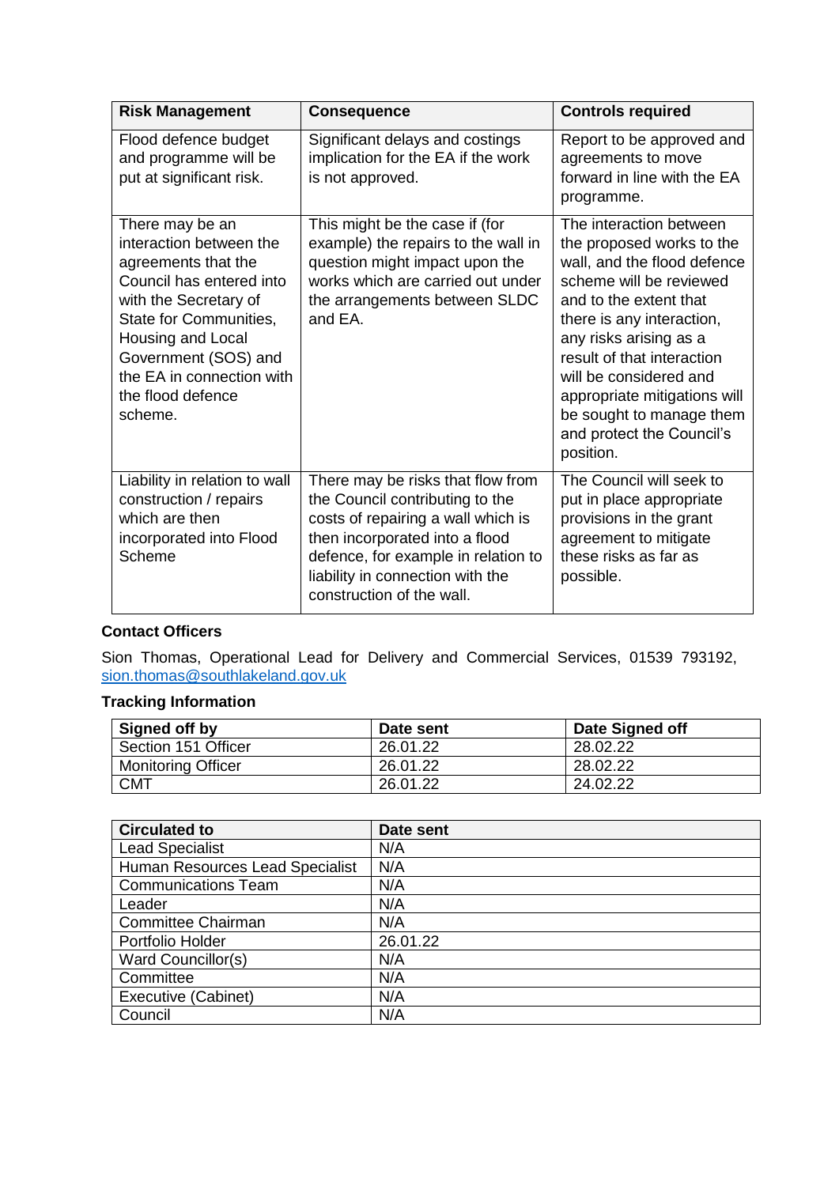| Risk Management | Consequence | Controls required |
| --- | --- | --- |
| Flood defence budget and programme will be put at significant risk. | Significant delays and costings implication for the EA if the work is not approved. | Report to be approved and agreements to move forward in line with the EA programme. |
| There may be an interaction between the agreements that the Council has entered into with the Secretary of State for Communities, Housing and Local Government (SOS) and the EA in connection with the flood defence scheme. | This might be the case if (for example) the repairs to the wall in question might impact upon the works which are carried out under the arrangements between SLDC and EA. | The interaction between the proposed works to the wall, and the flood defence scheme will be reviewed and to the extent that there is any interaction, any risks arising as a result of that interaction will be considered and appropriate mitigations will be sought to manage them and protect the Council's position. |
| Liability in relation to wall construction / repairs which are then incorporated into Flood Scheme | There may be risks that flow from the Council contributing to the costs of repairing a wall which is then incorporated into a flood defence, for example in relation to liability in connection with the construction of the wall. | The Council will seek to put in place appropriate provisions in the grant agreement to mitigate these risks as far as possible. |

**Contact Officers**

Sion Thomas, Operational Lead for Delivery and Commercial Services, 01539 793192, sion.thomas@southlakeland.gov.uk

**Tracking Information**

| Signed off by | Date sent | Date Signed off |
| --- | --- | --- |
| Section 151 Officer | 26.01.22 | 28.02.22 |
| Monitoring Officer | 26.01.22 | 28.02.22 |
| CMT | 26.01.22 | 24.02.22 |

| Circulated to | Date sent |
| --- | --- |
| Lead Specialist | N/A |
| Human Resources Lead Specialist | N/A |
| Communications Team | N/A |
| Leader | N/A |
| Committee Chairman | N/A |
| Portfolio Holder | 26.01.22 |
| Ward Councillor(s) | N/A |
| Committee | N/A |
| Executive (Cabinet) | N/A |
| Council | N/A |